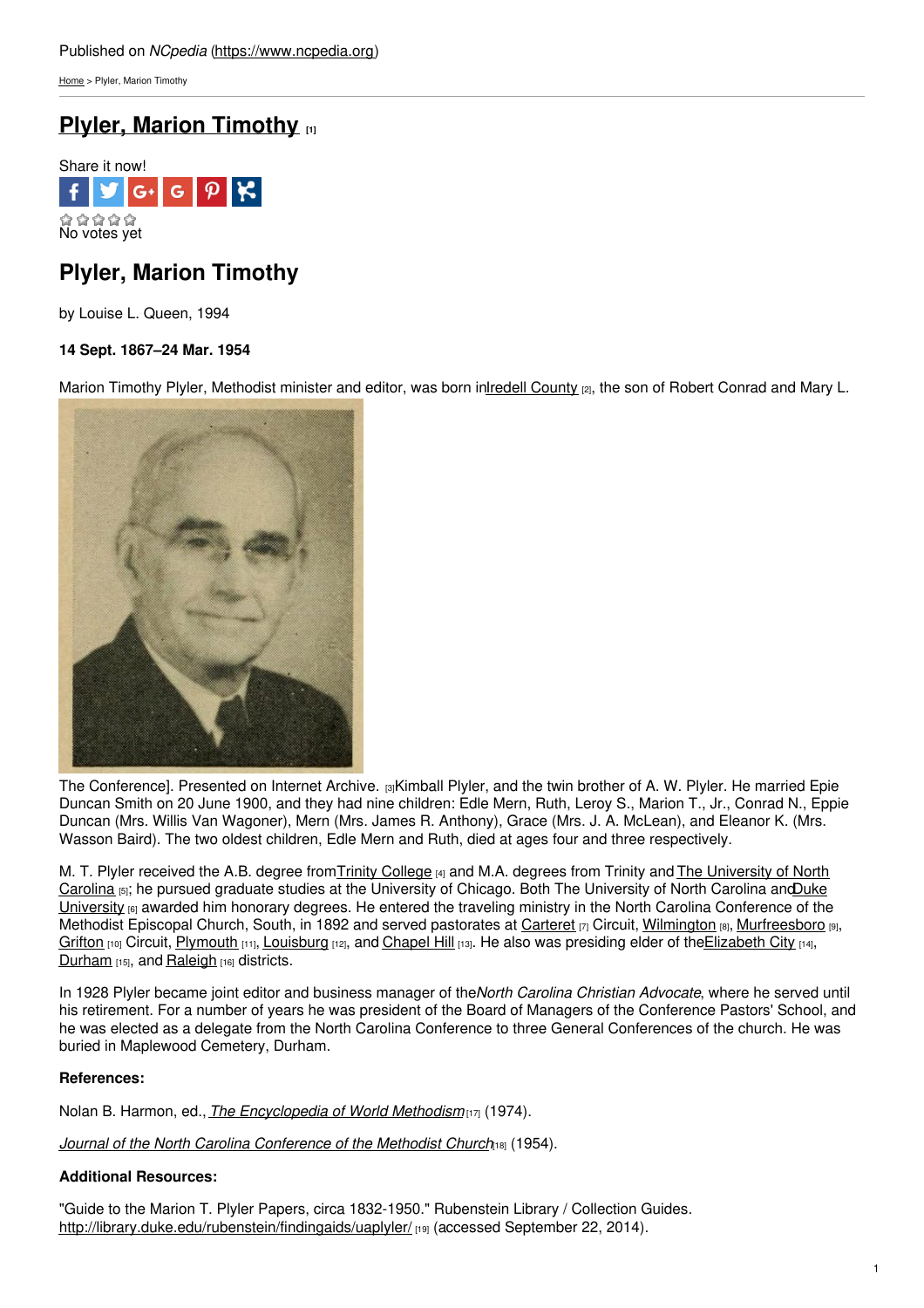Published on *NCpedia* (https://www.ncpedia.org)

Home > Plyler, Marion Timothy

# Plyler, Marion Timothy [1]

Share it now!

No votes yet

## Plyler, Marion Timothy

by Louise L. Queen, 1994

**14 Sept. 1867–24 Mar. 1954**

Marion Timothy Plyler, Methodist minister and editor, was born in Iredell County [2], the son of Robert Conrad and Mary L.

The Conference]. Presented on Internet Archive. [3]Kimball Plyler, and the twin brother of A. W. Plyler. He married Epie Duncan Smith on 20 June 1900, and they had nine children: Edle Mern, Ruth, Leroy S., Marion T., Jr., Conrad N., Eppie Duncan (Mrs. Willis Van Wagoner), Mern (Mrs. James R. Anthony), Grace (Mrs. J. A. McLean), and Eleanor K. (Mrs. Wasson Baird). The two oldest children, Edle Mern and Ruth, died at ages four and three respectively.

M. T. Plyler received the A.B. degree from Trinity College [4] and M.A. degrees from Trinity and The University of North Carolina [5]; he pursued graduate studies at the University of Chicago. Both The University of North Carolina and Duke University [6] awarded him honorary degrees. He entered the traveling ministry in the North Carolina Conference of the Methodist Episcopal Church, South, in 1892 and served pastorates at Carteret [7] Circuit, Wilmington [8], Murfreesboro [9], Grifton [10] Circuit, Plymouth [11], Louisburg [12], and Chapel Hill [13]. He also was presiding elder of the Elizabeth City [14], Durham [15], and Raleigh [16] districts.

In 1928 Plyler became joint editor and business manager of the *North Carolina Christian Advocate*, where he served until his retirement. For a number of years he was president of the Board of Managers of the Conference Pastors' School, and he was elected as a delegate from the North Carolina Conference to three General Conferences of the church. He was buried in Maplewood Cemetery, Durham.

**References:**

Nolan B. Harmon, ed., *The Encyclopedia of World Methodism* [17] (1974).

*Journal of the North Carolina Conference of the Methodist Church* [18] (1954).

**Additional Resources:**

"Guide to the Marion T. Plyler Papers, circa 1832-1950." Rubenstein Library / Collection Guides. http://library.duke.edu/rubenstein/findingaids/uaplyler/ [19] (accessed September 22, 2014).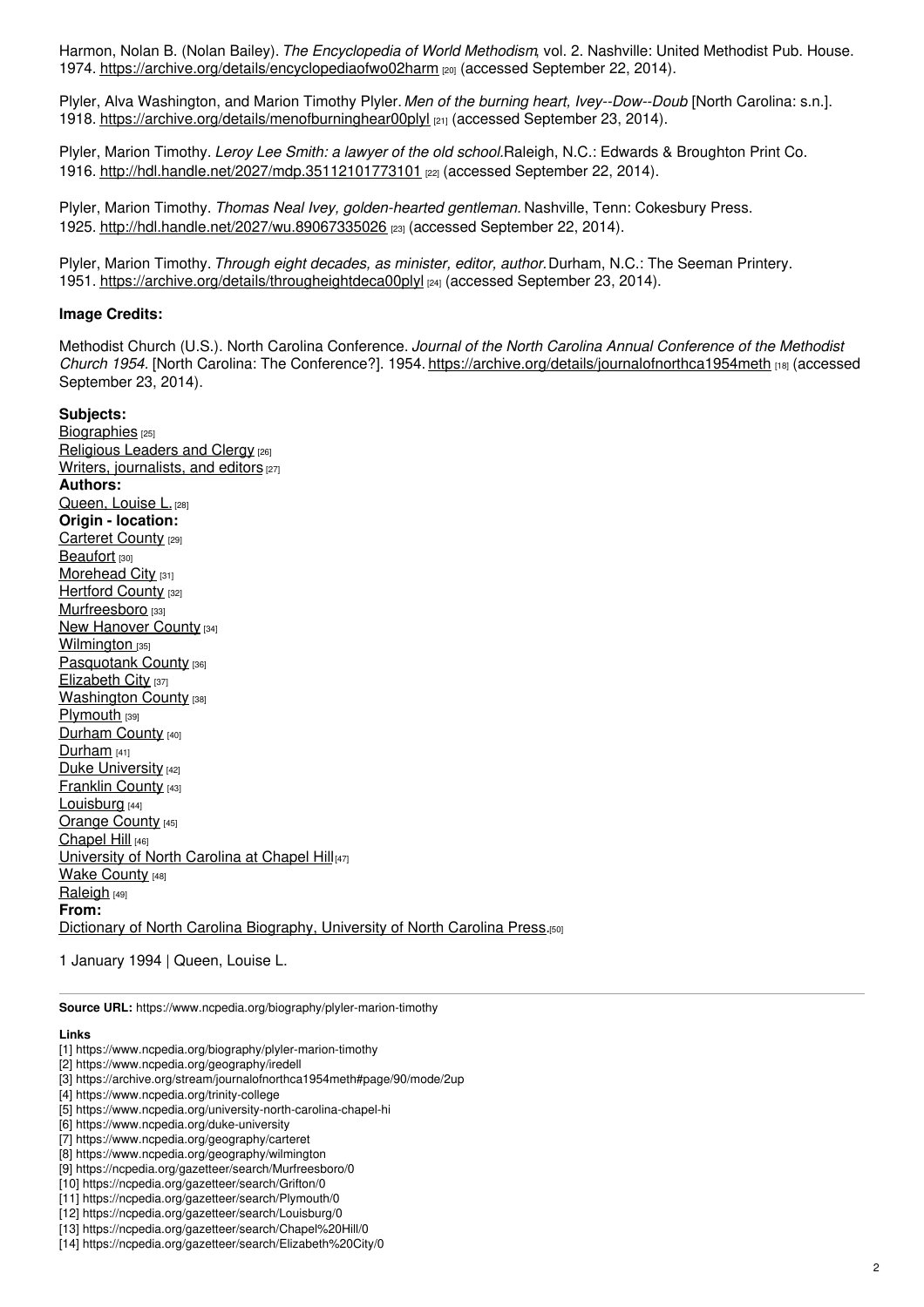Harmon, Nolan B. (Nolan Bailey). *The Encyclopedia of World Methodism*, vol. 2. Nashville: United Methodist Pub. House. 1974. https://archive.org/details/encyclopediaofwo02harm [20] (accessed September 22, 2014).

Plyler, Alva Washington, and Marion Timothy Plyler. *Men of the burning heart, Ivey--Dow--Doub* [North Carolina: s.n.]. 1918. https://archive.org/details/menofburninghear00plyl [21] (accessed September 23, 2014).

Plyler, Marion Timothy. *Leroy Lee Smith: a lawyer of the old school.*Raleigh, N.C.: Edwards & Broughton Print Co. 1916. http://hdl.handle.net/2027/mdp.35112101773101 [22] (accessed September 22, 2014).

Plyler, Marion Timothy. *Thomas Neal Ivey, golden-hearted gentleman.* Nashville, Tenn: Cokesbury Press. 1925. http://hdl.handle.net/2027/wu.89067335026 [23] (accessed September 22, 2014).

Plyler, Marion Timothy. *Through eight decades, as minister, editor, author.* Durham, N.C.: The Seeman Printery. 1951. https://archive.org/details/througheightdeca00plyl [24] (accessed September 23, 2014).

**Image Credits:**

Methodist Church (U.S.). North Carolina Conference. *Journal of the North Carolina Annual Conference of the Methodist Church 1954.* [North Carolina: The Conference?]. 1954. https://archive.org/details/journalofnorthca1954meth [18] (accessed September 23, 2014).

**Subjects:**
Biographies [25]
Religious Leaders and Clergy [26]
Writers, journalists, and editors [27]
**Authors:**
Queen, Louise L. [28]
**Origin - location:**
Carteret County [29]
Beaufort [30]
Morehead City [31]
Hertford County [32]
Murfreesboro [33]
New Hanover County [34]
Wilmington [35]
Pasquotank County [36]
Elizabeth City [37]
Washington County [38]
Plymouth [39]
Durham County [40]
Durham [41]
Duke University [42]
Franklin County [43]
Louisburg [44]
Orange County [45]
Chapel Hill [46]
University of North Carolina at Chapel Hill [47]
Wake County [48]
Raleigh [49]
**From:**
Dictionary of North Carolina Biography, University of North Carolina Press. [50]

1 January 1994 | Queen, Louise L.

**Source URL:** https://www.ncpedia.org/biography/plyler-marion-timothy

**Links**
[1] https://www.ncpedia.org/biography/plyler-marion-timothy
[2] https://www.ncpedia.org/geography/iredell
[3] https://archive.org/stream/journalofnorthca1954meth#page/90/mode/2up
[4] https://www.ncpedia.org/trinity-college
[5] https://www.ncpedia.org/university-north-carolina-chapel-hi
[6] https://www.ncpedia.org/duke-university
[7] https://www.ncpedia.org/geography/carteret
[8] https://www.ncpedia.org/geography/wilmington
[9] https://ncpedia.org/gazetteer/search/Murfreesboro/0
[10] https://ncpedia.org/gazetteer/search/Grifton/0
[11] https://ncpedia.org/gazetteer/search/Plymouth/0
[12] https://ncpedia.org/gazetteer/search/Louisburg/0
[13] https://ncpedia.org/gazetteer/search/Chapel%20Hill/0
[14] https://ncpedia.org/gazetteer/search/Elizabeth%20City/0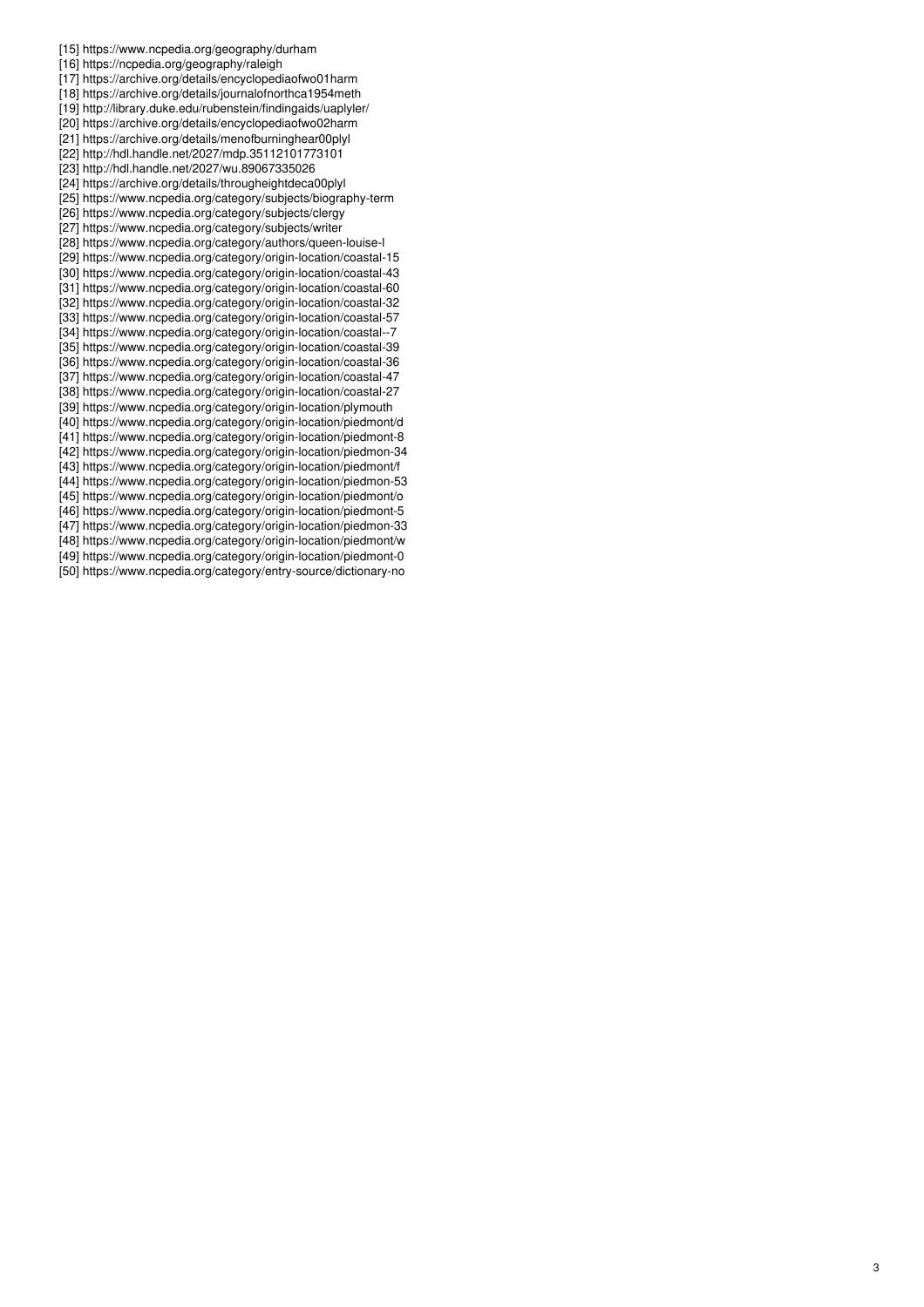[15] https://www.ncpedia.org/geography/durham
[16] https://ncpedia.org/geography/raleigh
[17] https://archive.org/details/encyclopediaofwo01harm
[18] https://archive.org/details/journalofnorthca1954meth
[19] http://library.duke.edu/rubenstein/findingaids/uaplyler/
[20] https://archive.org/details/encyclopediaofwo02harm
[21] https://archive.org/details/menofburninghear00plyl
[22] http://hdl.handle.net/2027/mdp.35112101773101
[23] http://hdl.handle.net/2027/wu.89067335026
[24] https://archive.org/details/througheightdeca00plyl
[25] https://www.ncpedia.org/category/subjects/biography-term
[26] https://www.ncpedia.org/category/subjects/clergy
[27] https://www.ncpedia.org/category/subjects/writer
[28] https://www.ncpedia.org/category/authors/queen-louise-l
[29] https://www.ncpedia.org/category/origin-location/coastal-15
[30] https://www.ncpedia.org/category/origin-location/coastal-43
[31] https://www.ncpedia.org/category/origin-location/coastal-60
[32] https://www.ncpedia.org/category/origin-location/coastal-32
[33] https://www.ncpedia.org/category/origin-location/coastal-57
[34] https://www.ncpedia.org/category/origin-location/coastal--7
[35] https://www.ncpedia.org/category/origin-location/coastal-39
[36] https://www.ncpedia.org/category/origin-location/coastal-36
[37] https://www.ncpedia.org/category/origin-location/coastal-47
[38] https://www.ncpedia.org/category/origin-location/coastal-27
[39] https://www.ncpedia.org/category/origin-location/plymouth
[40] https://www.ncpedia.org/category/origin-location/piedmont/d
[41] https://www.ncpedia.org/category/origin-location/piedmont-8
[42] https://www.ncpedia.org/category/origin-location/piedmon-34
[43] https://www.ncpedia.org/category/origin-location/piedmont/f
[44] https://www.ncpedia.org/category/origin-location/piedmon-53
[45] https://www.ncpedia.org/category/origin-location/piedmont/o
[46] https://www.ncpedia.org/category/origin-location/piedmont-5
[47] https://www.ncpedia.org/category/origin-location/piedmon-33
[48] https://www.ncpedia.org/category/origin-location/piedmont/w
[49] https://www.ncpedia.org/category/origin-location/piedmont-0
[50] https://www.ncpedia.org/category/entry-source/dictionary-no